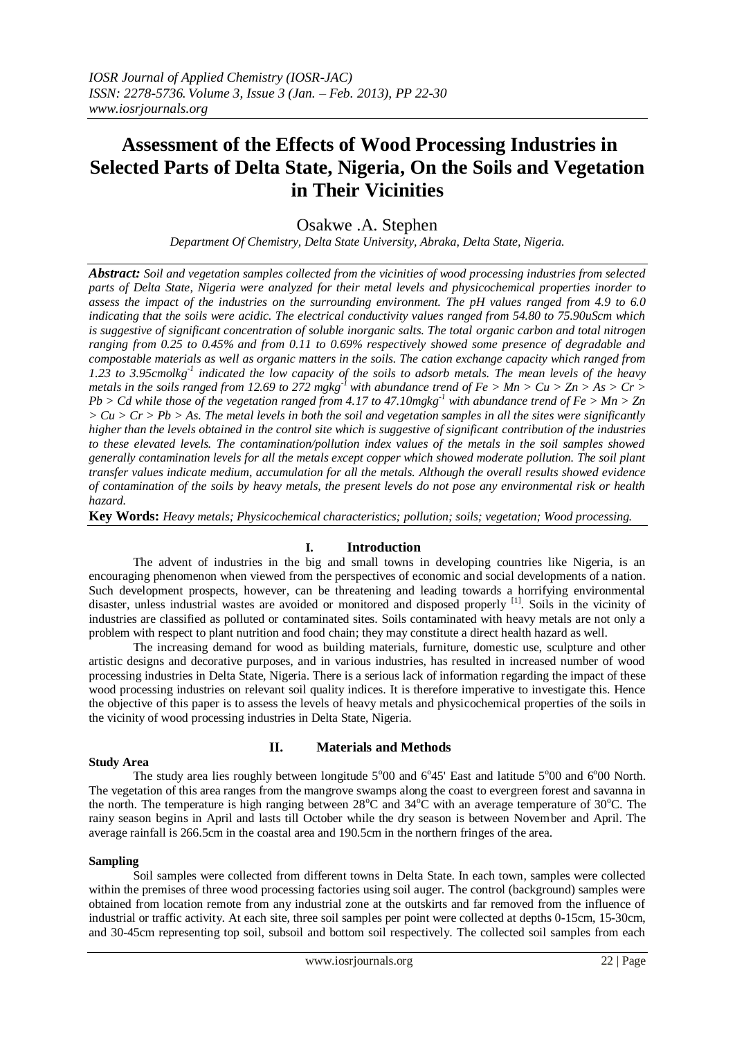*IOSR Journal of Applied Chemistry (IOSR-JAC)*
*ISSN: 2278-5736. Volume 3, Issue 3 (Jan. – Feb. 2013), PP 22-30*
*www.iosrjournals.org*

# Assessment of the Effects of Wood Processing Industries in Selected Parts of Delta State, Nigeria, On the Soils and Vegetation in Their Vicinities

Osakwe .A. Stephen

*Department Of Chemistry, Delta State University, Abraka, Delta State, Nigeria.*

***Abstract:*** *Soil and vegetation samples collected from the vicinities of wood processing industries from selected parts of Delta State, Nigeria were analyzed for their metal levels and physicochemical properties inorder to assess the impact of the industries on the surrounding environment. The pH values ranged from 4.9 to 6.0 indicating that the soils were acidic. The electrical conductivity values ranged from 54.80 to 75.90uScm which is suggestive of significant concentration of soluble inorganic salts. The total organic carbon and total nitrogen ranging from 0.25 to 0.45% and from 0.11 to 0.69% respectively showed some presence of degradable and compostable materials as well as organic matters in the soils. The cation exchange capacity which ranged from 1.23 to 3.95cmolkg$^{-1}$ indicated the low capacity of the soils to adsorb metals. The mean levels of the heavy metals in the soils ranged from 12.69 to 272 mgkg$^{-1}$ with abundance trend of Fe > Mn > Cu > Zn > As > Cr > Pb > Cd while those of the vegetation ranged from 4.17 to 47.10mgkg$^{-1}$ with abundance trend of Fe > Mn > Zn > Cu > Cr > Pb > As. The metal levels in both the soil and vegetation samples in all the sites were significantly higher than the levels obtained in the control site which is suggestive of significant contribution of the industries to these elevated levels. The contamination/pollution index values of the metals in the soil samples showed generally contamination levels for all the metals except copper which showed moderate pollution. The soil plant transfer values indicate medium, accumulation for all the metals. Although the overall results showed evidence of contamination of the soils by heavy metals, the present levels do not pose any environmental risk or health hazard.*

**Key Words:** *Heavy metals; Physicochemical characteristics; pollution; soils; vegetation; Wood processing.*

## I. Introduction

The advent of industries in the big and small towns in developing countries like Nigeria, is an encouraging phenomenon when viewed from the perspectives of economic and social developments of a nation. Such development prospects, however, can be threatening and leading towards a horrifying environmental disaster, unless industrial wastes are avoided or monitored and disposed properly [1]. Soils in the vicinity of industries are classified as polluted or contaminated sites. Soils contaminated with heavy metals are not only a problem with respect to plant nutrition and food chain; they may constitute a direct health hazard as well.

The increasing demand for wood as building materials, furniture, domestic use, sculpture and other artistic designs and decorative purposes, and in various industries, has resulted in increased number of wood processing industries in Delta State, Nigeria. There is a serious lack of information regarding the impact of these wood processing industries on relevant soil quality indices. It is therefore imperative to investigate this. Hence the objective of this paper is to assess the levels of heavy metals and physicochemical properties of the soils in the vicinity of wood processing industries in Delta State, Nigeria.

## II. Materials and Methods

### Study Area

The study area lies roughly between longitude 5°00 and 6°45' East and latitude 5°00 and 6°00 North. The vegetation of this area ranges from the mangrove swamps along the coast to evergreen forest and savanna in the north. The temperature is high ranging between 28°C and 34°C with an average temperature of 30°C. The rainy season begins in April and lasts till October while the dry season is between November and April. The average rainfall is 266.5cm in the coastal area and 190.5cm in the northern fringes of the area.

### Sampling

Soil samples were collected from different towns in Delta State. In each town, samples were collected within the premises of three wood processing factories using soil auger. The control (background) samples were obtained from location remote from any industrial zone at the outskirts and far removed from the influence of industrial or traffic activity. At each site, three soil samples per point were collected at depths 0-15cm, 15-30cm, and 30-45cm representing top soil, subsoil and bottom soil respectively. The collected soil samples from each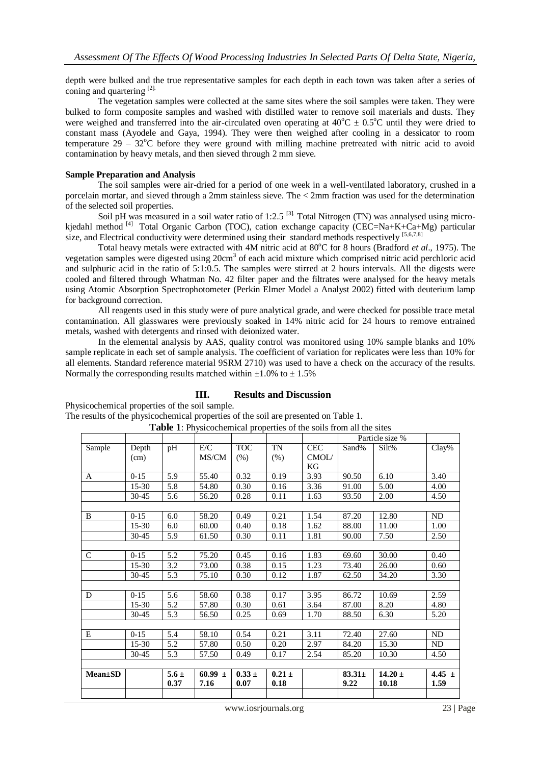depth were bulked and the true representative samples for each depth in each town was taken after a series of coning and quartering [2].

The vegetation samples were collected at the same sites where the soil samples were taken. They were bulked to form composite samples and washed with distilled water to remove soil materials and dusts. They were weighed and transferred into the air-circulated oven operating at $40^{o}C \pm 0.5^{o}C$ until they were dried to constant mass (Ayodele and Gaya, 1994). They were then weighed after cooling in a dessicator to room temperature $29 - 32^{o}C$ before they were ground with milling machine pretreated with nitric acid to avoid contamination by heavy metals, and then sieved through 2 mm sieve.

**Sample Preparation and Analysis**

The soil samples were air-dried for a period of one week in a well-ventilated laboratory, crushed in a porcelain mortar, and sieved through a 2mm stainless sieve. The < 2mm fraction was used for the determination of the selected soil properties.

Soil pH was measured in a soil water ratio of 1:2.5 [3]. Total Nitrogen (TN) was annalysed using micro-kjedahl method [4] Total Organic Carbon (TOC), cation exchange capacity (CEC=Na+K+Ca+Mg) particular size, and Electrical conductivity were determined using their standard methods respectively [5,6,7,8]

Total heavy metals were extracted with 4M nitric acid at $80^{o}C$ for 8 hours (Bradford *et al*., 1975). The vegetation samples were digested using $20cm^{3}$ of each acid mixture which comprised nitric acid perchloric acid and sulphuric acid in the ratio of 5:1:0.5. The samples were stirred at 2 hours intervals. All the digests were cooled and filtered through Whatman No. 42 filter paper and the filtrates were analysed for the heavy metals using Atomic Absorption Spectrophotometer (Perkin Elmer Model a Analyst 2002) fitted with deuterium lamp for background correction.

All reagents used in this study were of pure analytical grade, and were checked for possible trace metal contamination. All glasswares were previously soaked in 14% nitric acid for 24 hours to remove entrained metals, washed with detergents and rinsed with deionized water.

In the elemental analysis by AAS, quality control was monitored using 10% sample blanks and 10% sample replicate in each set of sample analysis. The coefficient of variation for replicates were less than 10% for all elements. Standard reference material 9SRM 2710) was used to have a check on the accuracy of the results. Normally the corresponding results matched within ±1.0% to ± 1.5%

## III. Results and Discussion

Physicochemical properties of the soil sample.

The results of the physicochemical properties of the soil are presented on Table 1.

**Table 1**: Physicochemical properties of the soils from all the sites

| Sample | Depth (cm) | pH | E/C MS/CM | TOC (%) | TN (%) | CEC CMOL/ KG | Particle size % | | |
|---|---|---|---|---|---|---|---|---|---|
| | | | | | | | Sand% | Silt% | Clay% |
| A | 0-15 | 5.9 | 55.40 | 0.32 | 0.19 | 3.93 | 90.50 | 6.10 | 3.40 |
| | 15-30 | 5.8 | 54.80 | 0.30 | 0.16 | 3.36 | 91.00 | 5.00 | 4.00 |
| | 30-45 | 5.6 | 56.20 | 0.28 | 0.11 | 1.63 | 93.50 | 2.00 | 4.50 |
| B | 0-15 | 6.0 | 58.20 | 0.49 | 0.21 | 1.54 | 87.20 | 12.80 | ND |
| | 15-30 | 6.0 | 60.00 | 0.40 | 0.18 | 1.62 | 88.00 | 11.00 | 1.00 |
| | 30-45 | 5.9 | 61.50 | 0.30 | 0.11 | 1.81 | 90.00 | 7.50 | 2.50 |
| C | 0-15 | 5.2 | 75.20 | 0.45 | 0.16 | 1.83 | 69.60 | 30.00 | 0.40 |
| | 15-30 | 3.2 | 73.00 | 0.38 | 0.15 | 1.23 | 73.40 | 26.00 | 0.60 |
| | 30-45 | 5.3 | 75.10 | 0.30 | 0.12 | 1.87 | 62.50 | 34.20 | 3.30 |
| D | 0-15 | 5.6 | 58.60 | 0.38 | 0.17 | 3.95 | 86.72 | 10.69 | 2.59 |
| | 15-30 | 5.2 | 57.80 | 0.30 | 0.61 | 3.64 | 87.00 | 8.20 | 4.80 |
| | 30-45 | 5.3 | 56.50 | 0.25 | 0.69 | 1.70 | 88.50 | 6.30 | 5.20 |
| E | 0-15 | 5.4 | 58.10 | 0.54 | 0.21 | 3.11 | 72.40 | 27.60 | ND |
| | 15-30 | 5.2 | 57.80 | 0.50 | 0.20 | 2.97 | 84.20 | 15.30 | ND |
| | 30-45 | 5.3 | 57.50 | 0.49 | 0.17 | 2.54 | 85.20 | 10.30 | 4.50 |
| **Mean±SD** | | **5.6 ± 0.37** | **60.99 ± 7.16** | **0.33 ± 0.07** | **0.21 ± 0.18** | | **83.31± 9.22** | **14.20 ± 10.18** | **4.45 ± 1.59** |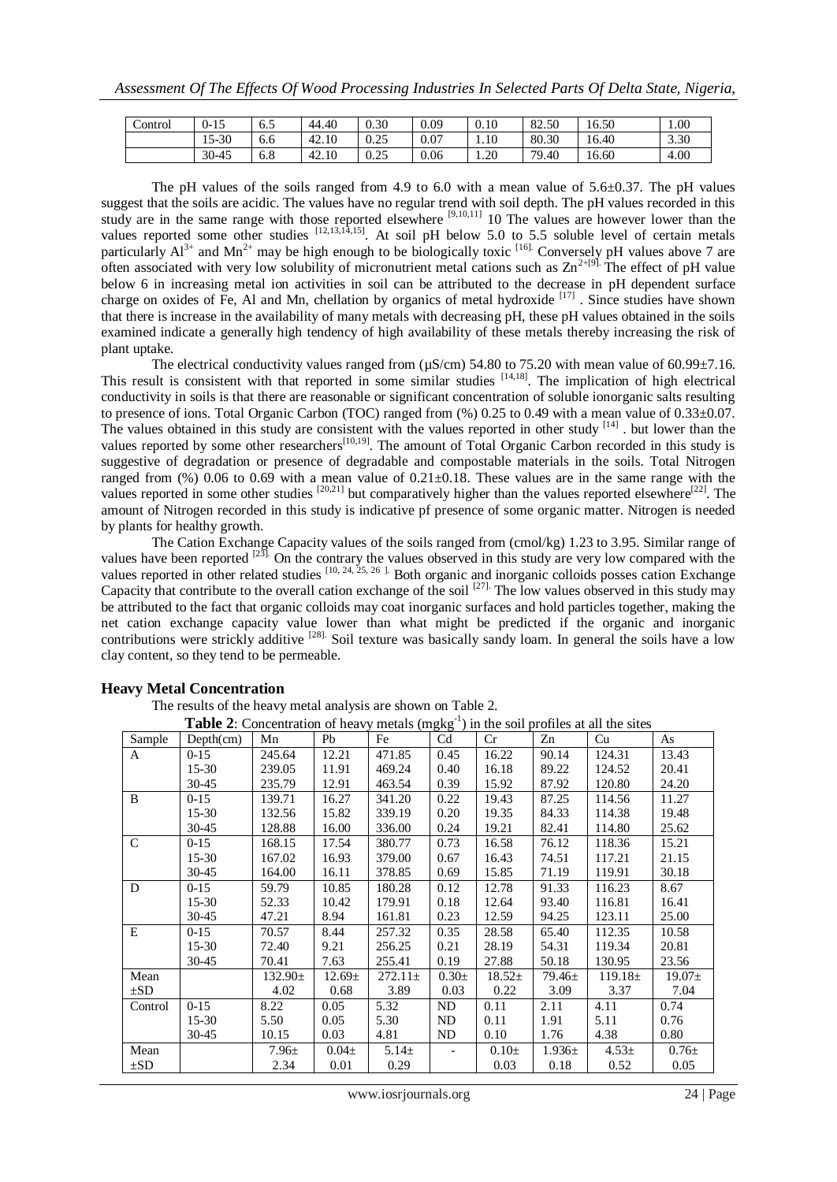| Control | 0-15 | 6.5 | 44.40 | 0.30 | 0.09 | 0.10 | 82.50 | 16.50 | 1.00 |
|---|---|---|---|---|---|---|---|---|---|
| | 15-30 | 6.6 | 42.10 | 0.25 | 0.07 | 1.10 | 80.30 | 16.40 | 3.30 |
| | 30-45 | 6.8 | 42.10 | 0.25 | 0.06 | 1.20 | 79.40 | 16.60 | 4.00 |

The pH values of the soils ranged from 4.9 to 6.0 with a mean value of 5.6±0.37. The pH values suggest that the soils are acidic. The values have no regular trend with soil depth. The pH values recorded in this study are in the same range with those reported elsewhere [9,10,11] 10 The values are however lower than the values reported some other studies [12,13,14,15]. At soil pH below 5.0 to 5.5 soluble level of certain metals particularly $Al^{3+}$ and $Mn^{2+}$ may be high enough to be biologically toxic [16]. Conversely pH values above 7 are often associated with very low solubility of micronutrient metal cations such as $Zn^{2+}$[9]. The effect of pH value below 6 in increasing metal ion activities in soil can be attributed to the decrease in pH dependent surface charge on oxides of Fe, Al and Mn, chellation by organics of metal hydroxide [17] . Since studies have shown that there is increase in the availability of many metals with decreasing pH, these pH values obtained in the soils examined indicate a generally high tendency of high availability of these metals thereby increasing the risk of plant uptake.

The electrical conductivity values ranged from (μS/cm) 54.80 to 75.20 with mean value of 60.99±7.16. This result is consistent with that reported in some similar studies [14,18]. The implication of high electrical conductivity in soils is that there are reasonable or significant concentration of soluble ionorganic salts resulting to presence of ions. Total Organic Carbon (TOC) ranged from (%) 0.25 to 0.49 with a mean value of 0.33±0.07. The values obtained in this study are consistent with the values reported in other study [14] . but lower than the values reported by some other researchers[10,19]. The amount of Total Organic Carbon recorded in this study is suggestive of degradation or presence of degradable and compostable materials in the soils. Total Nitrogen ranged from (%) 0.06 to 0.69 with a mean value of 0.21±0.18. These values are in the same range with the values reported in some other studies [20,21] but comparatively higher than the values reported elsewhere[22]. The amount of Nitrogen recorded in this study is indicative pf presence of some organic matter. Nitrogen is needed by plants for healthy growth.

The Cation Exchange Capacity values of the soils ranged from (cmol/kg) 1.23 to 3.95. Similar range of values have been reported [23]. On the contrary the values observed in this study are very low compared with the values reported in other related studies [10, 24, 25, 26 ]. Both organic and inorganic colloids posses cation Exchange Capacity that contribute to the overall cation exchange of the soil [27]. The low values observed in this study may be attributed to the fact that organic colloids may coat inorganic surfaces and hold particles together, making the net cation exchange capacity value lower than what might be predicted if the organic and inorganic contributions were strickly additive [28]. Soil texture was basically sandy loam. In general the soils have a low clay content, so they tend to be permeable.

## Heavy Metal Concentration

The results of the heavy metal analysis are shown on Table 2.

**Table 2**: Concentration of heavy metals (mgkg$^{-1}$) in the soil profiles at all the sites

| Sample | Depth(cm) | Mn | Pb | Fe | Cd | Cr | Zn | Cu | As |
|---|---|---|---|---|---|---|---|---|---|
| A | 0-15 | 245.64 | 12.21 | 471.85 | 0.45 | 16.22 | 90.14 | 124.31 | 13.43 |
| | 15-30 | 239.05 | 11.91 | 469.24 | 0.40 | 16.18 | 89.22 | 124.52 | 20.41 |
| | 30-45 | 235.79 | 12.91 | 463.54 | 0.39 | 15.92 | 87.92 | 120.80 | 24.20 |
| B | 0-15 | 139.71 | 16.27 | 341.20 | 0.22 | 19.43 | 87.25 | 114.56 | 11.27 |
| | 15-30 | 132.56 | 15.82 | 339.19 | 0.20 | 19.35 | 84.33 | 114.38 | 19.48 |
| | 30-45 | 128.88 | 16.00 | 336.00 | 0.24 | 19.21 | 82.41 | 114.80 | 25.62 |
| C | 0-15 | 168.15 | 17.54 | 380.77 | 0.73 | 16.58 | 76.12 | 118.36 | 15.21 |
| | 15-30 | 167.02 | 16.93 | 379.00 | 0.67 | 16.43 | 74.51 | 117.21 | 21.15 |
| | 30-45 | 164.00 | 16.11 | 378.85 | 0.69 | 15.85 | 71.19 | 119.91 | 30.18 |
| D | 0-15 | 59.79 | 10.85 | 180.28 | 0.12 | 12.78 | 91.33 | 116.23 | 8.67 |
| | 15-30 | 52.33 | 10.42 | 179.91 | 0.18 | 12.64 | 93.40 | 116.81 | 16.41 |
| | 30-45 | 47.21 | 8.94 | 161.81 | 0.23 | 12.59 | 94.25 | 123.11 | 25.00 |
| E | 0-15 | 70.57 | 8.44 | 257.32 | 0.35 | 28.58 | 65.40 | 112.35 | 10.58 |
| | 15-30 | 72.40 | 9.21 | 256.25 | 0.21 | 28.19 | 54.31 | 119.34 | 20.81 |
| | 30-45 | 70.41 | 7.63 | 255.41 | 0.19 | 27.88 | 50.18 | 130.95 | 23.56 |
| Mean ±SD | | 132.90± 4.02 | 12.69± 0.68 | 272.11± 3.89 | 0.30± 0.03 | 18.52± 0.22 | 79.46± 3.09 | 119.18± 3.37 | 19.07± 7.04 |
| Control | 0-15 | 8.22 | 0.05 | 5.32 | ND | 0.11 | 2.11 | 4.11 | 0.74 |
| | 15-30 | 5.50 | 0.05 | 5.30 | ND | 0.11 | 1.91 | 5.11 | 0.76 |
| | 30-45 | 10.15 | 0.03 | 4.81 | ND | 0.10 | 1.76 | 4.38 | 0.80 |
| Mean ±SD | | 7.96± 2.34 | 0.04± 0.01 | 5.14± 0.29 | - | 0.10± 0.03 | 1.936± 0.18 | 4.53± 0.52 | 0.76± 0.05 |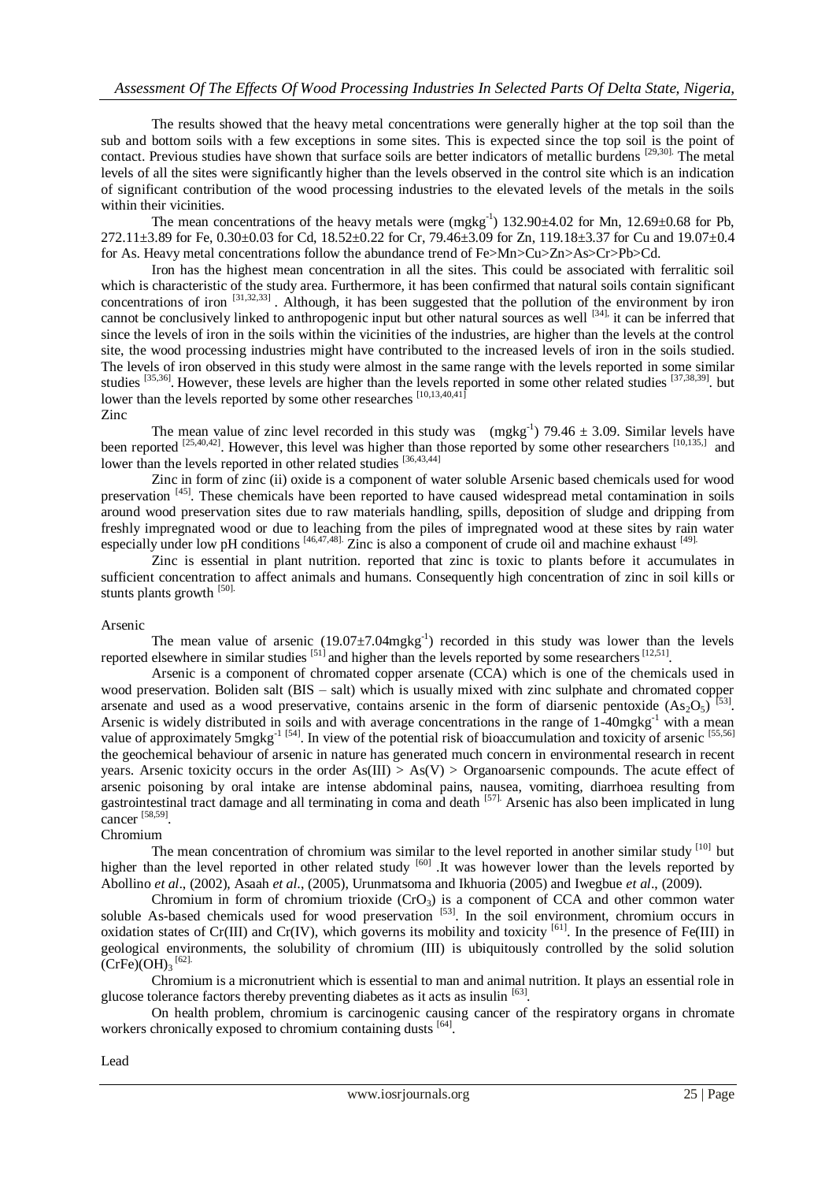The results showed that the heavy metal concentrations were generally higher at the top soil than the sub and bottom soils with a few exceptions in some sites. This is expected since the top soil is the point of contact. Previous studies have shown that surface soils are better indicators of metallic burdens [29,30]. The metal levels of all the sites were significantly higher than the levels observed in the control site which is an indication of significant contribution of the wood processing industries to the elevated levels of the metals in the soils within their vicinities.

The mean concentrations of the heavy metals were ($mgkg^{-1}$) 132.90±4.02 for Mn, 12.69±0.68 for Pb, 272.11±3.89 for Fe, 0.30±0.03 for Cd, 18.52±0.22 for Cr, 79.46±3.09 for Zn, 119.18±3.37 for Cu and 19.07±0.4 for As. Heavy metal concentrations follow the abundance trend of Fe>Mn>Cu>Zn>As>Cr>Pb>Cd.

Iron has the highest mean concentration in all the sites. This could be associated with ferralitic soil which is characteristic of the study area. Furthermore, it has been confirmed that natural soils contain significant concentrations of iron [31,32,33]. Although, it has been suggested that the pollution of the environment by iron cannot be conclusively linked to anthropogenic input but other natural sources as well [34], it can be inferred that since the levels of iron in the soils within the vicinities of the industries, are higher than the levels at the control site, the wood processing industries might have contributed to the increased levels of iron in the soils studied. The levels of iron observed in this study were almost in the same range with the levels reported in some similar studies [35,36]. However, these levels are higher than the levels reported in some other related studies [37,38,39]. but lower than the levels reported by some other researches [10,13,40,41]

Zinc

The mean value of zinc level recorded in this study was ($mgkg^{-1}$) 79.46 ± 3.09. Similar levels have been reported [25,40,42]. However, this level was higher than those reported by some other researchers [10,135,] and lower than the levels reported in other related studies [36,43,44]

Zinc in form of zinc (ii) oxide is a component of water soluble Arsenic based chemicals used for wood preservation [45]. These chemicals have been reported to have caused widespread metal contamination in soils around wood preservation sites due to raw materials handling, spills, deposition of sludge and dripping from freshly impregnated wood or due to leaching from the piles of impregnated wood at these sites by rain water especially under low pH conditions [46,47,48]. Zinc is also a component of crude oil and machine exhaust [49].

Zinc is essential in plant nutrition. reported that zinc is toxic to plants before it accumulates in sufficient concentration to affect animals and humans. Consequently high concentration of zinc in soil kills or stunts plants growth [50].

Arsenic

The mean value of arsenic (19.07±7.04$mgkg^{-1}$) recorded in this study was lower than the levels reported elsewhere in similar studies [51] and higher than the levels reported by some researchers [12,51].

Arsenic is a component of chromated copper arsenate (CCA) which is one of the chemicals used in wood preservation. Boliden salt (BIS – salt) which is usually mixed with zinc sulphate and chromated copper arsenate and used as a wood preservative, contains arsenic in the form of diarsenic pentoxide ($As_2O_5$) [53]. Arsenic is widely distributed in soils and with average concentrations in the range of 1-40$mgkg^{-1}$ with a mean value of approximately 5$mgkg^{-1}$ [54]. In view of the potential risk of bioaccumulation and toxicity of arsenic [55,56] the geochemical behaviour of arsenic in nature has generated much concern in environmental research in recent years. Arsenic toxicity occurs in the order As(III) > As(V) > Organoarsenic compounds. The acute effect of arsenic poisoning by oral intake are intense abdominal pains, nausea, vomiting, diarrhoea resulting from gastrointestinal tract damage and all terminating in coma and death [57]. Arsenic has also been implicated in lung cancer [58,59].

Chromium

The mean concentration of chromium was similar to the level reported in another similar study [10] but higher than the level reported in other related study [60] .It was however lower than the levels reported by Abollino *et al*., (2002), Asaah *et al*., (2005), Urunmatsoma and Ikhuoria (2005) and Iwegbue *et al*., (2009).

Chromium in form of chromium trioxide ($CrO_3$) is a component of CCA and other common water soluble As-based chemicals used for wood preservation [53]. In the soil environment, chromium occurs in oxidation states of Cr(III) and Cr(IV), which governs its mobility and toxicity [61]. In the presence of Fe(III) in geological environments, the solubility of chromium (III) is ubiquitously controlled by the solid solution $(CrFe)(OH)_3$ [62].

Chromium is a micronutrient which is essential to man and animal nutrition. It plays an essential role in glucose tolerance factors thereby preventing diabetes as it acts as insulin [63].

On health problem, chromium is carcinogenic causing cancer of the respiratory organs in chromate workers chronically exposed to chromium containing dusts [64].

Lead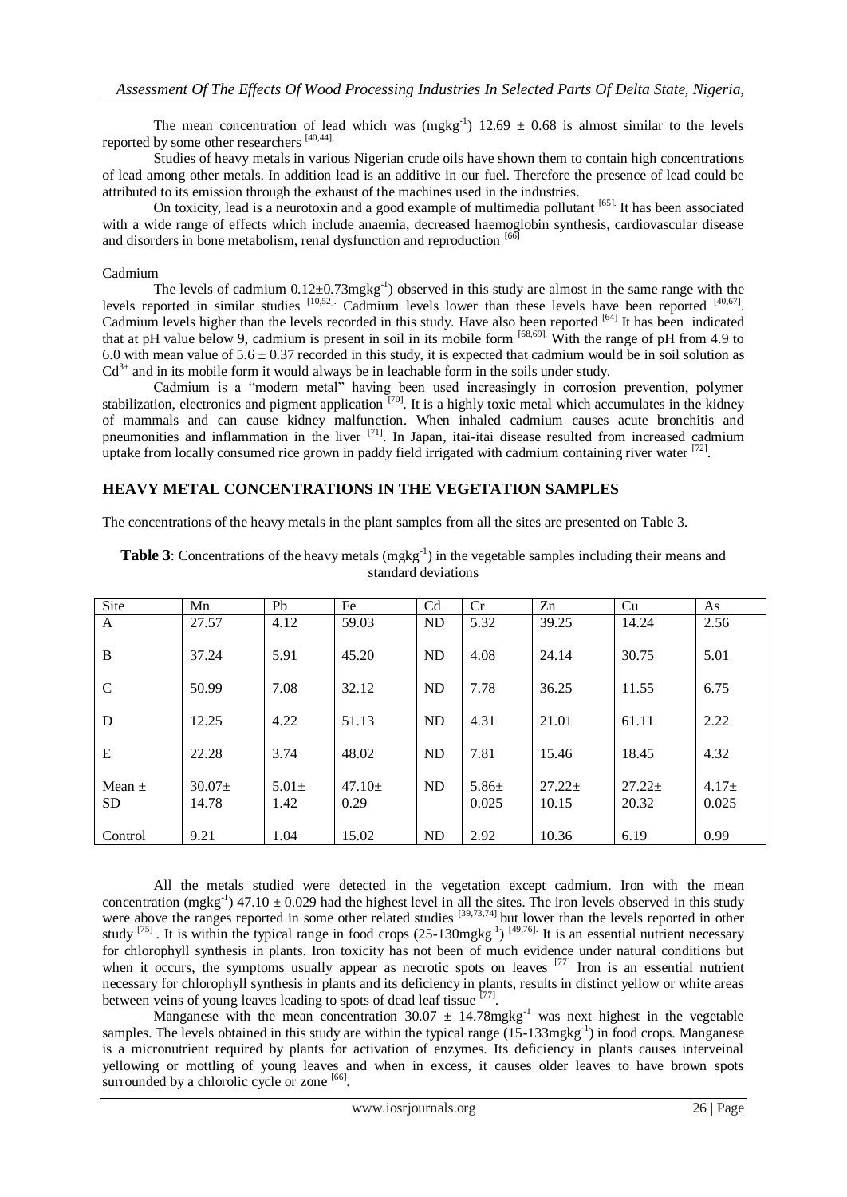The mean concentration of lead which was (mgkg$^{-1}$) 12.69 ± 0.68 is almost similar to the levels reported by some other researchers [40,44].

Studies of heavy metals in various Nigerian crude oils have shown them to contain high concentrations of lead among other metals. In addition lead is an additive in our fuel. Therefore the presence of lead could be attributed to its emission through the exhaust of the machines used in the industries.

On toxicity, lead is a neurotoxin and a good example of multimedia pollutant [65]. It has been associated with a wide range of effects which include anaemia, decreased haemoglobin synthesis, cardiovascular disease and disorders in bone metabolism, renal dysfunction and reproduction [66]

Cadmium

The levels of cadmium 0.12±0.73mgkg$^{-1}$) observed in this study are almost in the same range with the levels reported in similar studies [10,52]. Cadmium levels lower than these levels have been reported [40,67]. Cadmium levels higher than the levels recorded in this study. Have also been reported [64] It has been indicated that at pH value below 9, cadmium is present in soil in its mobile form [68,69]. With the range of pH from 4.9 to 6.0 with mean value of 5.6 ± 0.37 recorded in this study, it is expected that cadmium would be in soil solution as $Cd^{3+}$ and in its mobile form it would always be in leachable form in the soils under study.

Cadmium is a "modern metal" having been used increasingly in corrosion prevention, polymer stabilization, electronics and pigment application [70]. It is a highly toxic metal which accumulates in the kidney of mammals and can cause kidney malfunction. When inhaled cadmium causes acute bronchitis and pneumonities and inflammation in the liver [71]. In Japan, itai-itai disease resulted from increased cadmium uptake from locally consumed rice grown in paddy field irrigated with cadmium containing river water [72].

## HEAVY METAL CONCENTRATIONS IN THE VEGETATION SAMPLES

The concentrations of the heavy metals in the plant samples from all the sites are presented on Table 3.

**Table 3**: Concentrations of the heavy metals (mgkg$^{-1}$) in the vegetable samples including their means and standard deviations

| Site | Mn | Pb | Fe | Cd | Cr | Zn | Cu | As |
|---|---|---|---|---|---|---|---|---|
| A | 27.57 | 4.12 | 59.03 | ND | 5.32 | 39.25 | 14.24 | 2.56 |
| B | 37.24 | 5.91 | 45.20 | ND | 4.08 | 24.14 | 30.75 | 5.01 |
| C | 50.99 | 7.08 | 32.12 | ND | 7.78 | 36.25 | 11.55 | 6.75 |
| D | 12.25 | 4.22 | 51.13 | ND | 4.31 | 21.01 | 61.11 | 2.22 |
| E | 22.28 | 3.74 | 48.02 | ND | 7.81 | 15.46 | 18.45 | 4.32 |
| Mean ± SD | 30.07± 14.78 | 5.01± 1.42 | 47.10± 0.29 | ND | 5.86± 0.025 | 27.22± 10.15 | 27.22± 20.32 | 4.17± 0.025 |
| Control | 9.21 | 1.04 | 15.02 | ND | 2.92 | 10.36 | 6.19 | 0.99 |

All the metals studied were detected in the vegetation except cadmium. Iron with the mean concentration (mgkg$^{-1}$) 47.10 ± 0.029 had the highest level in all the sites. The iron levels observed in this study were above the ranges reported in some other related studies [39,73,74] but lower than the levels reported in other study [75]. It is within the typical range in food crops (25-130mgkg$^{-1}$) [49,76]. It is an essential nutrient necessary for chlorophyll synthesis in plants. Iron toxicity has not been of much evidence under natural conditions but when it occurs, the symptoms usually appear as necrotic spots on leaves [77] Iron is an essential nutrient necessary for chlorophyll synthesis in plants and its deficiency in plants, results in distinct yellow or white areas between veins of young leaves leading to spots of dead leaf tissue [77].

Manganese with the mean concentration 30.07 ± 14.78mgkg$^{-1}$ was next highest in the vegetable samples. The levels obtained in this study are within the typical range (15-133mgkg$^{-1}$) in food crops. Manganese is a micronutrient required by plants for activation of enzymes. Its deficiency in plants causes interveinal yellowing or mottling of young leaves and when in excess, it causes older leaves to have brown spots surrounded by a chlorolic cycle or zone [66].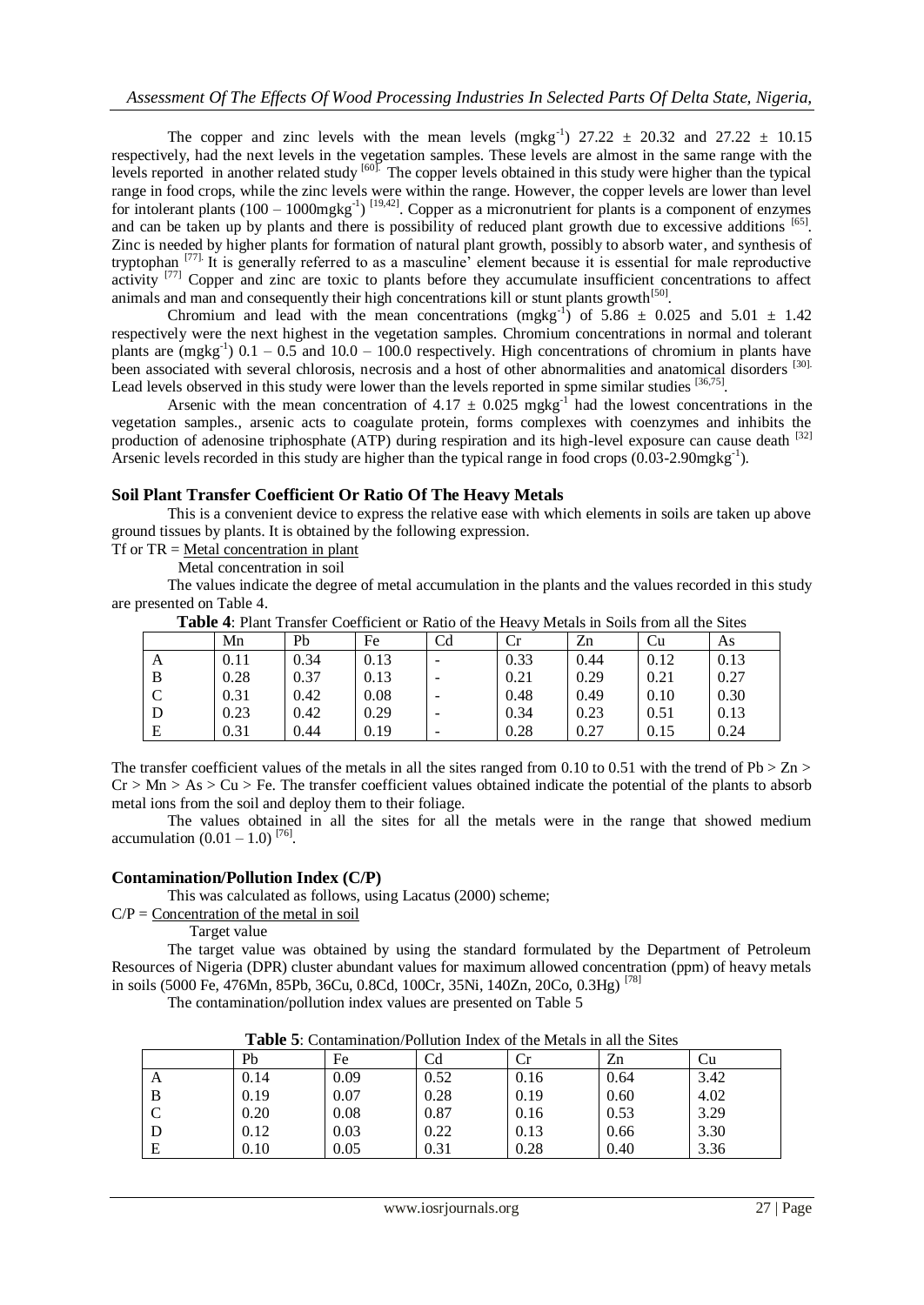The copper and zinc levels with the mean levels ($mgkg^{-1}$) 27.22 ± 20.32 and 27.22 ± 10.15 respectively, had the next levels in the vegetation samples. These levels are almost in the same range with the levels reported in another related study [60]. The copper levels obtained in this study were higher than the typical range in food crops, while the zinc levels were within the range. However, the copper levels are lower than level for intolerant plants (100 – 1000$mgkg^{-1}$) [19,42]. Copper as a micronutrient for plants is a component of enzymes and can be taken up by plants and there is possibility of reduced plant growth due to excessive additions [65]. Zinc is needed by higher plants for formation of natural plant growth, possibly to absorb water, and synthesis of tryptophan [77]. It is generally referred to as a masculine' element because it is essential for male reproductive activity [77] Copper and zinc are toxic to plants before they accumulate insufficient concentrations to affect animals and man and consequently their high concentrations kill or stunt plants growth[50].

Chromium and lead with the mean concentrations ($mgkg^{-1}$) of 5.86 ± 0.025 and 5.01 ± 1.42 respectively were the next highest in the vegetation samples. Chromium concentrations in normal and tolerant plants are ($mgkg^{-1}$) 0.1 – 0.5 and 10.0 – 100.0 respectively. High concentrations of chromium in plants have been associated with several chlorosis, necrosis and a host of other abnormalities and anatomical disorders [30]. Lead levels observed in this study were lower than the levels reported in spme similar studies [36,75].

Arsenic with the mean concentration of 4.17 ± 0.025 $mgkg^{-1}$ had the lowest concentrations in the vegetation samples., arsenic acts to coagulate protein, forms complexes with coenzymes and inhibits the production of adenosine triphosphate (ATP) during respiration and its high-level exposure can cause death [32] Arsenic levels recorded in this study are higher than the typical range in food crops (0.03-2.90$mgkg^{-1}$).

### Soil Plant Transfer Coefficient Or Ratio Of The Heavy Metals

This is a convenient device to express the relative ease with which elements in soils are taken up above ground tissues by plants. It is obtained by the following expression.

$$\text{Tf or TR} = \frac{\text{Metal concentration in plant}}{\text{Metal concentration in soil}}$$

The values indicate the degree of metal accumulation in the plants and the values recorded in this study are presented on Table 4.

**Table 4**: Plant Transfer Coefficient or Ratio of the Heavy Metals in Soils from all the Sites

| | Mn | Pb | Fe | Cd | Cr | Zn | Cu | As |
|---|---|---|---|---|---|---|---|---|
| A | 0.11 | 0.34 | 0.13 | - | 0.33 | 0.44 | 0.12 | 0.13 |
| B | 0.28 | 0.37 | 0.13 | - | 0.21 | 0.29 | 0.21 | 0.27 |
| C | 0.31 | 0.42 | 0.08 | - | 0.48 | 0.49 | 0.10 | 0.30 |
| D | 0.23 | 0.42 | 0.29 | - | 0.34 | 0.23 | 0.51 | 0.13 |
| E | 0.31 | 0.44 | 0.19 | - | 0.28 | 0.27 | 0.15 | 0.24 |

The transfer coefficient values of the metals in all the sites ranged from 0.10 to 0.51 with the trend of Pb > Zn > Cr > Mn > As > Cu > Fe. The transfer coefficient values obtained indicate the potential of the plants to absorb metal ions from the soil and deploy them to their foliage.

The values obtained in all the sites for all the metals were in the range that showed medium accumulation (0.01 – 1.0) [76].

### Contamination/Pollution Index (C/P)

This was calculated as follows, using Lacatus (2000) scheme;

$$C/P = \frac{\text{Concentration of the metal in soil}}{\text{Target value}}$$

The target value was obtained by using the standard formulated by the Department of Petroleum Resources of Nigeria (DPR) cluster abundant values for maximum allowed concentration (ppm) of heavy metals in soils (5000 Fe, 476Mn, 85Pb, 36Cu, 0.8Cd, 100Cr, 35Ni, 140Zn, 20Co, 0.3Hg) [78]

The contamination/pollution index values are presented on Table 5

**Table 5**: Contamination/Pollution Index of the Metals in all the Sites

| | Pb | Fe | Cd | Cr | Zn | Cu |
|---|---|---|---|---|---|---|
| A | 0.14 | 0.09 | 0.52 | 0.16 | 0.64 | 3.42 |
| B | 0.19 | 0.07 | 0.28 | 0.19 | 0.60 | 4.02 |
| C | 0.20 | 0.08 | 0.87 | 0.16 | 0.53 | 3.29 |
| D | 0.12 | 0.03 | 0.22 | 0.13 | 0.66 | 3.30 |
| E | 0.10 | 0.05 | 0.31 | 0.28 | 0.40 | 3.36 |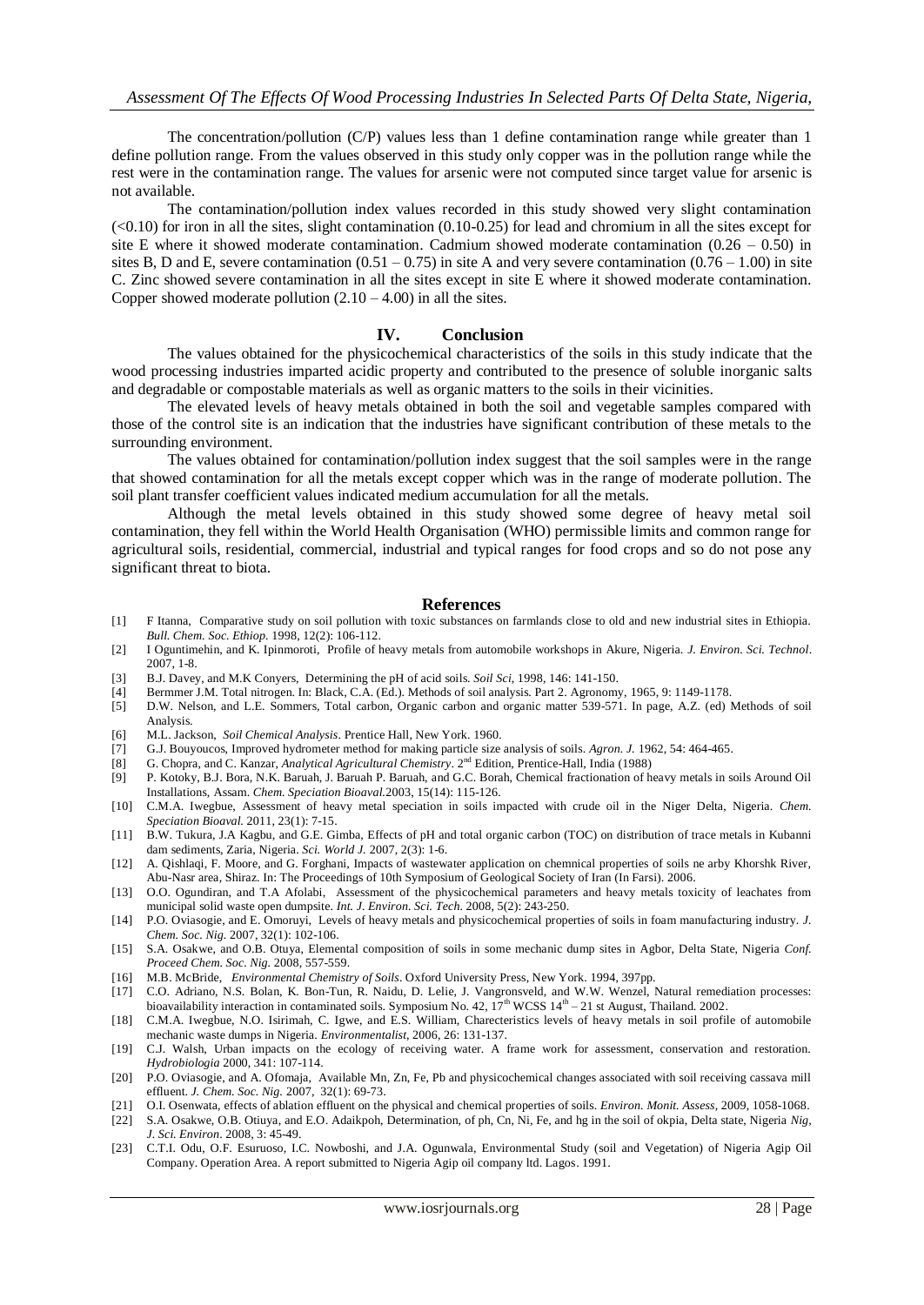The concentration/pollution (C/P) values less than 1 define contamination range while greater than 1 define pollution range. From the values observed in this study only copper was in the pollution range while the rest were in the contamination range. The values for arsenic were not computed since target value for arsenic is not available.

The contamination/pollution index values recorded in this study showed very slight contamination (<0.10) for iron in all the sites, slight contamination (0.10-0.25) for lead and chromium in all the sites except for site E where it showed moderate contamination. Cadmium showed moderate contamination (0.26 – 0.50) in sites B, D and E, severe contamination (0.51 – 0.75) in site A and very severe contamination (0.76 – 1.00) in site C. Zinc showed severe contamination in all the sites except in site E where it showed moderate contamination. Copper showed moderate pollution (2.10 – 4.00) in all the sites.

## IV. Conclusion

The values obtained for the physicochemical characteristics of the soils in this study indicate that the wood processing industries imparted acidic property and contributed to the presence of soluble inorganic salts and degradable or compostable materials as well as organic matters to the soils in their vicinities.

The elevated levels of heavy metals obtained in both the soil and vegetable samples compared with those of the control site is an indication that the industries have significant contribution of these metals to the surrounding environment.

The values obtained for contamination/pollution index suggest that the soil samples were in the range that showed contamination for all the metals except copper which was in the range of moderate pollution. The soil plant transfer coefficient values indicated medium accumulation for all the metals.

Although the metal levels obtained in this study showed some degree of heavy metal soil contamination, they fell within the World Health Organisation (WHO) permissible limits and common range for agricultural soils, residential, commercial, industrial and typical ranges for food crops and so do not pose any significant threat to biota.

## References

[1] F Itanna, Comparative study on soil pollution with toxic substances on farmlands close to old and new industrial sites in Ethiopia. *Bull. Chem. Soc. Ethiop.* 1998, 12(2): 106-112.

[2] I Oguntimehin, and K. Ipinmoroti, Profile of heavy metals from automobile workshops in Akure, Nigeria. *J. Environ. Sci. Technol*. 2007, 1-8.

[3] B.J. Davey, and M.K Conyers, Determining the pH of acid soils. *Soil Sci*, 1998, 146: 141-150.

[4] Bermmer J.M. Total nitrogen. In: Black, C.A. (Ed.). Methods of soil analysis. Part 2. Agronomy, 1965, 9: 1149-1178.

[5] D.W. Nelson, and L.E. Sommers, Total carbon, Organic carbon and organic matter 539-571. In page, A.Z. (ed) Methods of soil Analysis.

[6] M.L. Jackson, *Soil Chemical Analysis*. Prentice Hall, New York. 1960.

[7] G.J. Bouyoucos, Improved hydrometer method for making particle size analysis of soils. *Agron. J.* 1962, 54: 464-465.

[8] G. Chopra, and C. Kanzar, *Analytical Agricultural Chemistry*. 2nd Edition, Prentice-Hall, India (1988)

[9] P. Kotoky, B.J. Bora, N.K. Baruah, J. Baruah P. Baruah, and G.C. Borah, Chemical fractionation of heavy metals in soils Around Oil Installations, Assam. *Chem. Speciation Bioaval.*2003, 15(14): 115-126.

[10] C.M.A. Iwegbue, Assessment of heavy metal speciation in soils impacted with crude oil in the Niger Delta, Nigeria. *Chem. Speciation Bioaval.* 2011, 23(1): 7-15.

[11] B.W. Tukura, J.A Kagbu, and G.E. Gimba, Effects of pH and total organic carbon (TOC) on distribution of trace metals in Kubanni dam sediments, Zaria, Nigeria. *Sci. World J.* 2007, 2(3): 1-6.

[12] A. Qishlaqi, F. Moore, and G. Forghani, Impacts of wastewater application on chemnical properties of soils ne arby Khorshk River, Abu-Nasr area, Shiraz. In: The Proceedings of 10th Symposium of Geological Society of Iran (In Farsi). 2006.

[13] O.O. Ogundiran, and T.A Afolabi, Assessment of the physicochemical parameters and heavy metals toxicity of leachates from municipal solid waste open dumpsite. *Int. J. Environ. Sci. Tech.* 2008, 5(2): 243-250.

[14] P.O. Oviasogie, and E. Omoruyi, Levels of heavy metals and physicochemical properties of soils in foam manufacturing industry. *J. Chem. Soc. Nig.* 2007, 32(1): 102-106.

[15] S.A. Osakwe, and O.B. Otuya, Elemental composition of soils in some mechanic dump sites in Agbor, Delta State, Nigeria *Conf. Proceed Chem. Soc. Nig.* 2008, 557-559.

[16] M.B. McBride, *Environmental Chemistry of Soils*. Oxford University Press, New York. 1994, 397pp.

[17] C.O. Adriano, N.S. Bolan, K. Bon-Tun, R. Naidu, D. Lelie, J. Vangronsveld, and W.W. Wenzel, Natural remediation processes: bioavailability interaction in contaminated soils. Symposium No. 42, 17th WCSS 14th – 21 st August, Thailand. 2002.

[18] C.M.A. Iwegbue, N.O. Isirimah, C. Igwe, and E.S. William, Charecteristics levels of heavy metals in soil profile of automobile mechanic waste dumps in Nigeria. *Environmentalist*, 2006, 26: 131-137.

[19] C.J. Walsh, Urban impacts on the ecology of receiving water. A frame work for assessment, conservation and restoration. *Hydrobiologia* 2000, 341: 107-114.

[20] P.O. Oviasogie, and A. Ofomaja, Available Mn, Zn, Fe, Pb and physicochemical changes associated with soil receiving cassava mill effluent. *J. Chem. Soc. Nig.* 2007, 32(1): 69-73.

[21] O.I. Osenwata, effects of ablation effluent on the physical and chemical properties of soils. *Environ. Monit. Assess*, 2009, 1058-1068.

[22] S.A. Osakwe, O.B. Otiuya, and E.O. Adaikpoh, Determination, of ph, Cn, Ni, Fe, and hg in the soil of okpia, Delta state, Nigeria *Nig, J. Sci. Environ*. 2008, 3: 45-49.

[23] C.T.I. Odu, O.F. Esuruoso, I.C. Nowboshi, and J.A. Ogunwala, Environmental Study (soil and Vegetation) of Nigeria Agip Oil Company. Operation Area. A report submitted to Nigeria Agip oil company ltd. Lagos. 1991.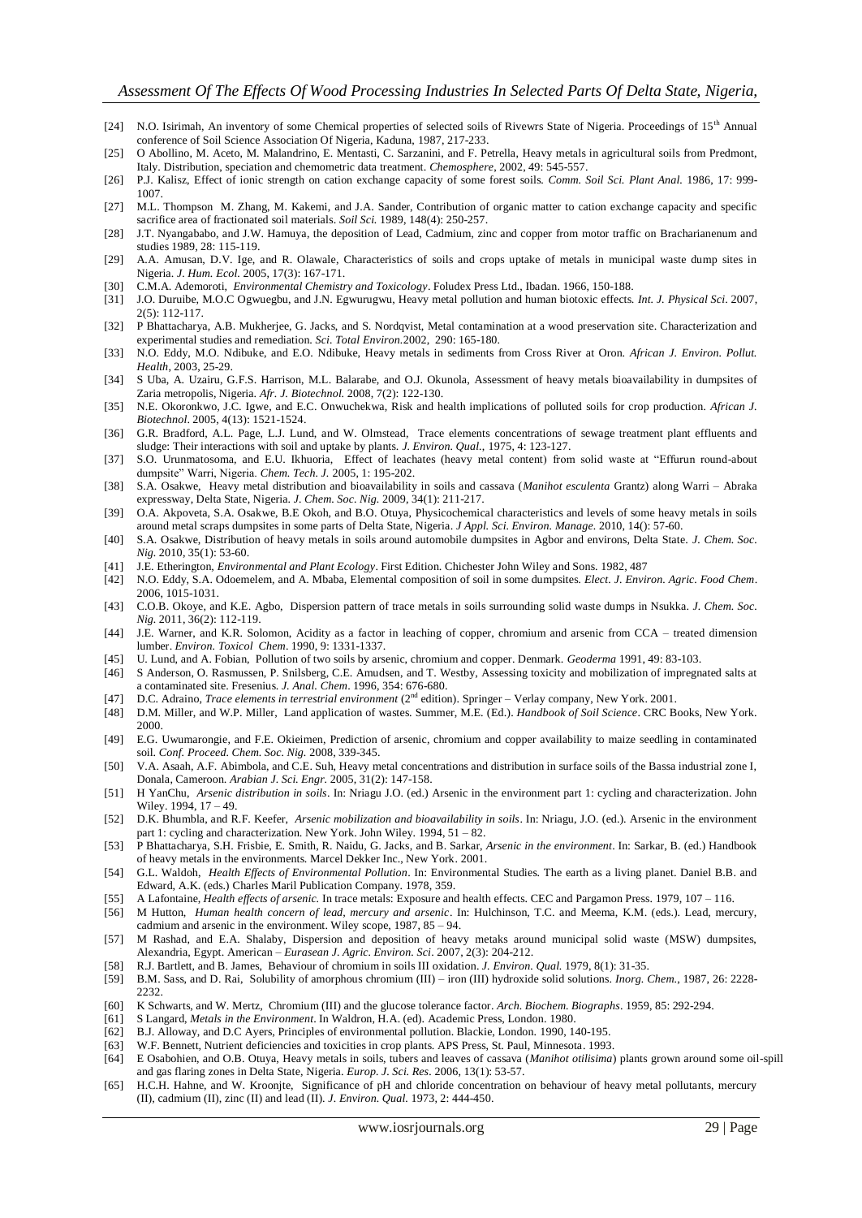[24] N.O. Isirimah, An inventory of some Chemical properties of selected soils of Rivewrs State of Nigeria. Proceedings of 15th Annual conference of Soil Science Association Of Nigeria, Kaduna, 1987, 217-233.

[25] O Abollino, M. Aceto, M. Malandrino, E. Mentasti, C. Sarzanini, and F. Petrella, Heavy metals in agricultural soils from Predmont, Italy. Distribution, speciation and chemometric data treatment. *Chemosphere*, 2002, 49: 545-557.

[26] P.J. Kalisz, Effect of ionic strength on cation exchange capacity of some forest soils. *Comm. Soil Sci. Plant Anal.* 1986, 17: 999-1007.

[27] M.L. Thompson M. Zhang, M. Kakemi, and J.A. Sander, Contribution of organic matter to cation exchange capacity and specific sacrifice area of fractionated soil materials. *Soil Sci.* 1989, 148(4): 250-257.

[28] J.T. Nyangababo, and J.W. Hamuya, the deposition of Lead, Cadmium, zinc and copper from motor traffic on Bracharianenum and studies 1989, 28: 115-119.

[29] A.A. Amusan, D.V. Ige, and R. Olawale, Characteristics of soils and crops uptake of metals in municipal waste dump sites in Nigeria. *J. Hum. Ecol.* 2005, 17(3): 167-171.

[30] C.M.A. Ademoroti, *Environmental Chemistry and Toxicology*. Foludex Press Ltd., Ibadan. 1966, 150-188.

[31] J.O. Duruibe, M.O.C Ogwuegbu, and J.N. Egwurugwu, Heavy metal pollution and human biotoxic effects. *Int. J. Physical Sci*. 2007, 2(5): 112-117.

[32] P Bhattacharya, A.B. Mukherjee, G. Jacks, and S. Nordqvist, Metal contamination at a wood preservation site. Characterization and experimental studies and remediation. *Sci. Total Environ.*2002, 290: 165-180.

[33] N.O. Eddy, M.O. Ndibuke, and E.O. Ndibuke, Heavy metals in sediments from Cross River at Oron. *African J. Environ. Pollut. Health*, 2003, 25-29.

[34] S Uba, A. Uzairu, G.F.S. Harrison, M.L. Balarabe, and O.J. Okunola, Assessment of heavy metals bioavailability in dumpsites of Zaria metropolis, Nigeria. *Afr. J. Biotechnol.* 2008, 7(2): 122-130.

[35] N.E. Okoronkwo, J.C. Igwe, and E.C. Onwuchekwa, Risk and health implications of polluted soils for crop production. *African J. Biotechnol*. 2005, 4(13): 1521-1524.

[36] G.R. Bradford, A.L. Page, L.J. Lund, and W. Olmstead, Trace elements concentrations of sewage treatment plant effluents and sludge: Their interactions with soil and uptake by plants. *J. Environ. Qual*., 1975, 4: 123-127.

[37] S.O. Urunmatosoma, and E.U. Ikhuoria, Effect of leachates (heavy metal content) from solid waste at "Effurun round-about dumpsite" Warri, Nigeria. *Chem. Tech. J.* 2005, 1: 195-202.

[38] S.A. Osakwe, Heavy metal distribution and bioavailability in soils and cassava (*Manihot esculenta* Grantz) along Warri – Abraka expressway, Delta State, Nigeria. *J. Chem. Soc. Nig.* 2009, 34(1): 211-217.

[39] O.A. Akpoveta, S.A. Osakwe, B.E Okoh, and B.O. Otuya, Physicochemical characteristics and levels of some heavy metals in soils around metal scraps dumpsites in some parts of Delta State, Nigeria. *J Appl. Sci. Environ. Manage.* 2010, 14(): 57-60.

[40] S.A. Osakwe, Distribution of heavy metals in soils around automobile dumpsites in Agbor and environs, Delta State. *J. Chem. Soc. Nig.* 2010, 35(1): 53-60.

[41] J.E. Etherington, *Environmental and Plant Ecology*. First Edition. Chichester John Wiley and Sons. 1982, 487

[42] N.O. Eddy, S.A. Odoemelem, and A. Mbaba, Elemental composition of soil in some dumpsites. *Elect. J. Environ. Agric. Food Chem*. 2006, 1015-1031.

[43] C.O.B. Okoye, and K.E. Agbo, Dispersion pattern of trace metals in soils surrounding solid waste dumps in Nsukka. *J. Chem. Soc. Nig.* 2011, 36(2): 112-119.

[44] J.E. Warner, and K.R. Solomon, Acidity as a factor in leaching of copper, chromium and arsenic from CCA – treated dimension lumber. *Environ. Toxicol Chem*. 1990, 9: 1331-1337.

[45] U. Lund, and A. Fobian, Pollution of two soils by arsenic, chromium and copper. Denmark. *Geoderma* 1991, 49: 83-103.

[46] S Anderson, O. Rasmussen, P. Snilsberg, C.E. Amudsen, and T. Westby, Assessing toxicity and mobilization of impregnated salts at a contaminated site. Fresenius. *J. Anal. Chem*. 1996, 354: 676-680.

[47] D.C. Adraino, *Trace elements in terrestrial environment* (2nd edition). Springer – Verlay company, New York. 2001.

[48] D.M. Miller, and W.P. Miller, Land application of wastes. Summer, M.E. (Ed.). *Handbook of Soil Science*. CRC Books, New York. 2000.

[49] E.G. Uwumarongie, and F.E. Okieimen, Prediction of arsenic, chromium and copper availability to maize seedling in contaminated soil. *Conf. Proceed. Chem. Soc. Nig.* 2008, 339-345.

[50] V.A. Asaah, A.F. Abimbola, and C.E. Suh, Heavy metal concentrations and distribution in surface soils of the Bassa industrial zone I, Donala, Cameroon. *Arabian J. Sci. Engr.* 2005, 31(2): 147-158.

[51] H YanChu, *Arsenic distribution in soils*. In: Nriagu J.O. (ed.) Arsenic in the environment part 1: cycling and characterization. John Wiley. 1994, 17 – 49.

[52] D.K. Bhumbla, and R.F. Keefer, *Arsenic mobilization and bioavailability in soils*. In: Nriagu, J.O. (ed.). Arsenic in the environment part 1: cycling and characterization. New York. John Wiley. 1994, 51 – 82.

[53] P Bhattacharya, S.H. Frisbie, E. Smith, R. Naidu, G. Jacks, and B. Sarkar, *Arsenic in the environment*. In: Sarkar, B. (ed.) Handbook of heavy metals in the environments. Marcel Dekker Inc., New York. 2001.

[54] G.L. Waldoh, *Health Effects of Environmental Pollution*. In: Environmental Studies. The earth as a living planet. Daniel B.B. and Edward, A.K. (eds.) Charles Maril Publication Company. 1978, 359.

[55] A Lafontaine, *Health effects of arsenic.* In trace metals: Exposure and health effects. CEC and Pergamon Press. 1979, 107 – 116.

[56] M Hutton, *Human health concern of lead, mercury and arsenic*. In: Hulchinson, T.C. and Meema, K.M. (eds.). Lead, mercury, cadmium and arsenic in the environment. Wiley scope, 1987, 85 – 94.

[57] M Rashad, and E.A. Shalaby, Dispersion and deposition of heavy metaks around municipal solid waste (MSW) dumpsites, Alexandria, Egypt. American – *Eurasean J. Agric. Environ. Sci*. 2007, 2(3): 204-212.

[58] R.J. Bartlett, and B. James, Behaviour of chromium in soils III oxidation. *J. Environ. Qual.* 1979, 8(1): 31-35.

[59] B.M. Sass, and D. Rai, Solubility of amorphous chromium (III) – iron (III) hydroxide solid solutions. *Inorg. Chem.*, 1987, 26: 2228-2232.

[60] K Schwarts, and W. Mertz, Chromium (III) and the glucose tolerance factor. *Arch. Biochem. Biographs*. 1959, 85: 292-294.

[61] S Langard, *Metals in the Environment*. In Waldron, H.A. (ed). Academic Press, London. 1980.

[62] B.J. Alloway, and D.C Ayers, Principles of environmental pollution. Blackie, London. 1990, 140-195.

[63] W.F. Bennett, Nutrient deficiencies and toxicities in crop plants. APS Press, St. Paul, Minnesota. 1993.

[64] E Osabohien, and O.B. Otuya, Heavy metals in soils, tubers and leaves of cassava (*Manihot otilisima*) plants grown around some oil-spill and gas flaring zones in Delta State, Nigeria. *Europ. J. Sci. Res*. 2006, 13(1): 53-57.

[65] H.C.H. Hahne, and W. Kroonjte, Significance of pH and chloride concentration on behaviour of heavy metal pollutants, mercury (II), cadmium (II), zinc (II) and lead (II). *J. Environ. Qual.* 1973, 2: 444-450.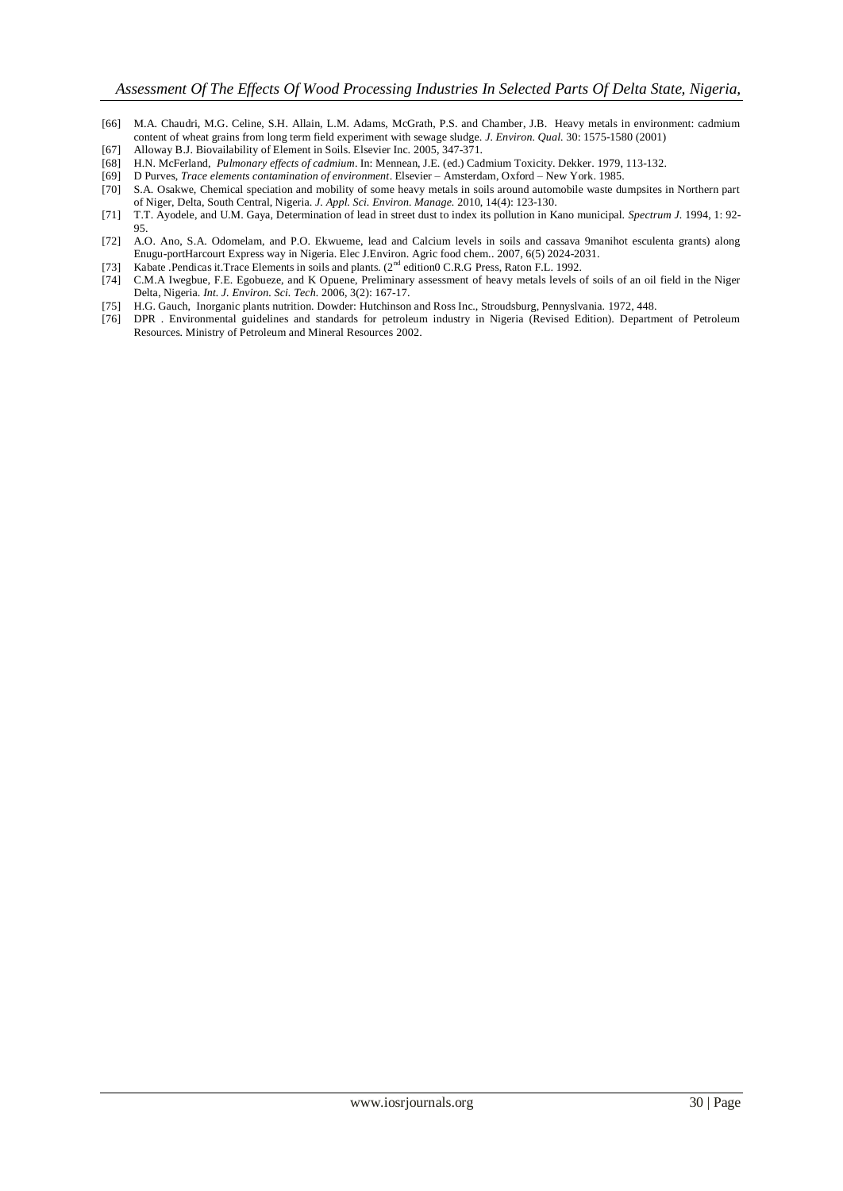[66] M.A. Chaudri, M.G. Celine, S.H. Allain, L.M. Adams, McGrath, P.S. and Chamber, J.B. Heavy metals in environment: cadmium content of wheat grains from long term field experiment with sewage sludge. *J. Environ. Qual.* 30: 1575-1580 (2001)

[67] Alloway B.J. Biovailability of Element in Soils. Elsevier Inc. 2005, 347-371.

[68] H.N. McFerland, *Pulmonary effects of cadmium*. In: Mennean, J.E. (ed.) Cadmium Toxicity. Dekker. 1979, 113-132.

[69] D Purves, *Trace elements contamination of environment*. Elsevier – Amsterdam, Oxford – New York. 1985.

[70] S.A. Osakwe, Chemical speciation and mobility of some heavy metals in soils around automobile waste dumpsites in Northern part of Niger, Delta, South Central, Nigeria. *J. Appl. Sci. Environ. Manage.* 2010, 14(4): 123-130.

[71] T.T. Ayodele, and U.M. Gaya, Determination of lead in street dust to index its pollution in Kano municipal. *Spectrum J.* 1994, 1: 92-95.

[72] A.O. Ano, S.A. Odomelam, and P.O. Ekwueme, lead and Calcium levels in soils and cassava 9manihot esculenta grants) along Enugu-portHarcourt Express way in Nigeria. Elec J.Environ. Agric food chem.. 2007, 6(5) 2024-2031.

[73] Kabate .Pendicas it.Trace Elements in soils and plants. (2nd edition0 C.R.G Press, Raton F.L. 1992.

[74] C.M.A Iwegbue, F.E. Egobueze, and K Opuene, Preliminary assessment of heavy metals levels of soils of an oil field in the Niger Delta, Nigeria. *Int. J. Environ. Sci. Tech.* 2006, 3(2): 167-17.

[75] H.G. Gauch, Inorganic plants nutrition. Dowder: Hutchinson and Ross Inc., Stroudsburg, Pennyslvania. 1972, 448.

[76] DPR . Environmental guidelines and standards for petroleum industry in Nigeria (Revised Edition). Department of Petroleum Resources. Ministry of Petroleum and Mineral Resources 2002.